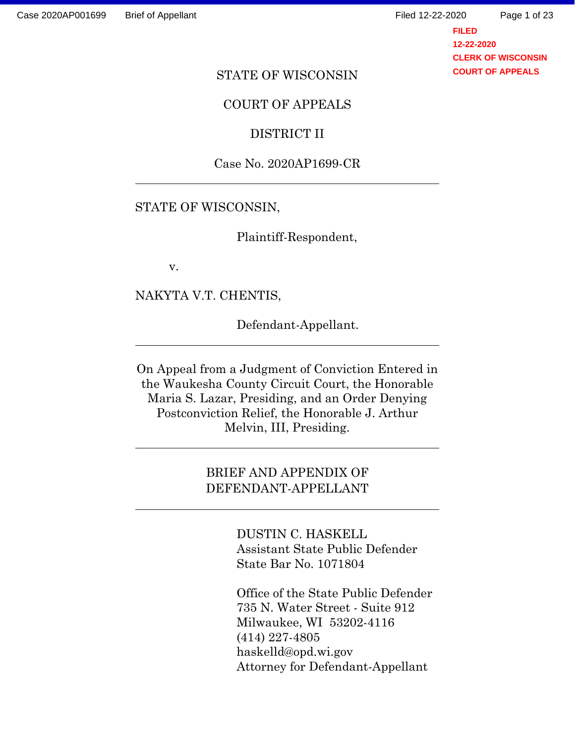STATE OF WISCONSIN

COURT OF APPEALS

DISTRICT II

Case No. 2020AP1699-CR

---

STATE OF WISCONSIN,

Plaintiff-Respondent,

v.

NAKYTA V.T. CHENTIS,

Defendant-Appellant.

---

On Appeal from a Judgment of Conviction Entered in the Waukesha County Circuit Court, the Honorable Maria S. Lazar, Presiding, and an Order Denying Postconviction Relief, the Honorable J. Arthur Melvin, III, Presiding.

---

BRIEF AND APPENDIX OF DEFENDANT-APPELLANT

---

DUSTIN C. HASKELL
Assistant State Public Defender
State Bar No. 1071804

Office of the State Public Defender
735 N. Water Street - Suite 912
Milwaukee, WI 53202-4116
(414) 227-4805
haskelld@opd.wi.gov
Attorney for Defendant-Appellant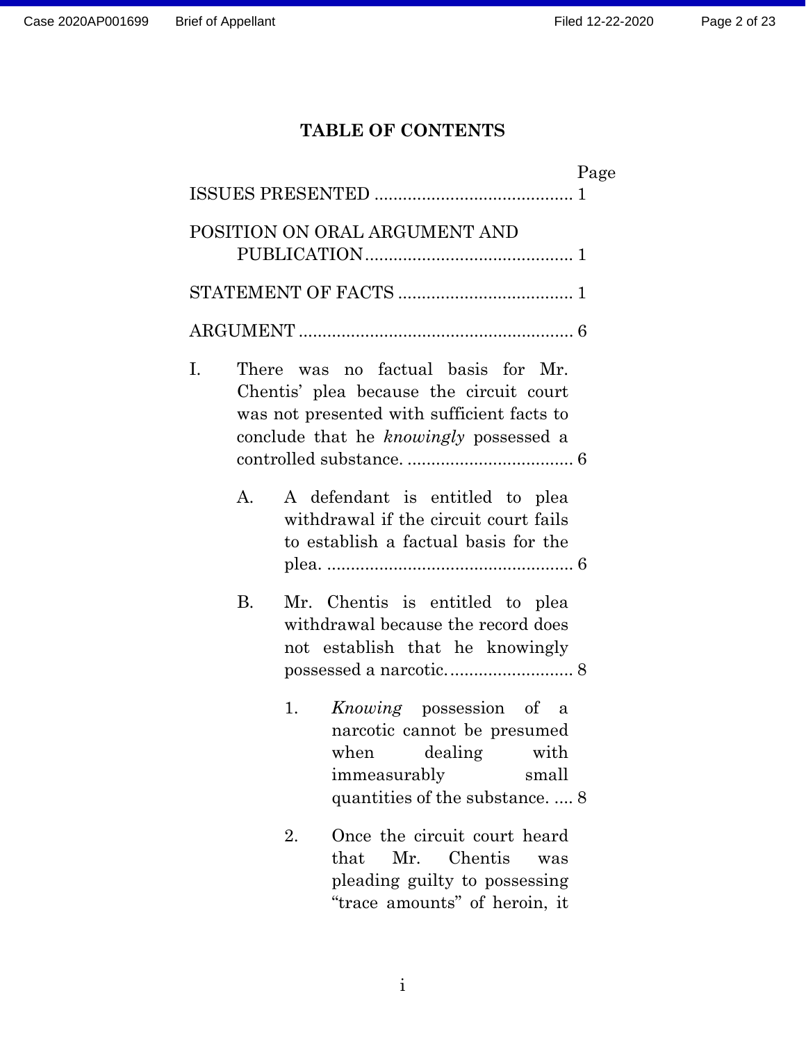## TABLE OF CONTENTS

| | Page |
|---|---|
| ISSUES PRESENTED | 1 |
| POSITION ON ORAL ARGUMENT AND PUBLICATION | 1 |
| STATEMENT OF FACTS | 1 |
| ARGUMENT | 6 |
| I. There was no factual basis for Mr. Chentis' plea because the circuit court was not presented with sufficient facts to conclude that he *knowingly* possessed a controlled substance. | 6 |
| A. A defendant is entitled to plea withdrawal if the circuit court fails to establish a factual basis for the plea. | 6 |
| B. Mr. Chentis is entitled to plea withdrawal because the record does not establish that he knowingly possessed a narcotic. | 8 |
| 1. *Knowing* possession of a narcotic cannot be presumed when dealing with immeasurably small quantities of the substance. | 8 |
| 2. Once the circuit court heard that Mr. Chentis was pleading guilty to possessing "trace amounts" of heroin, it | |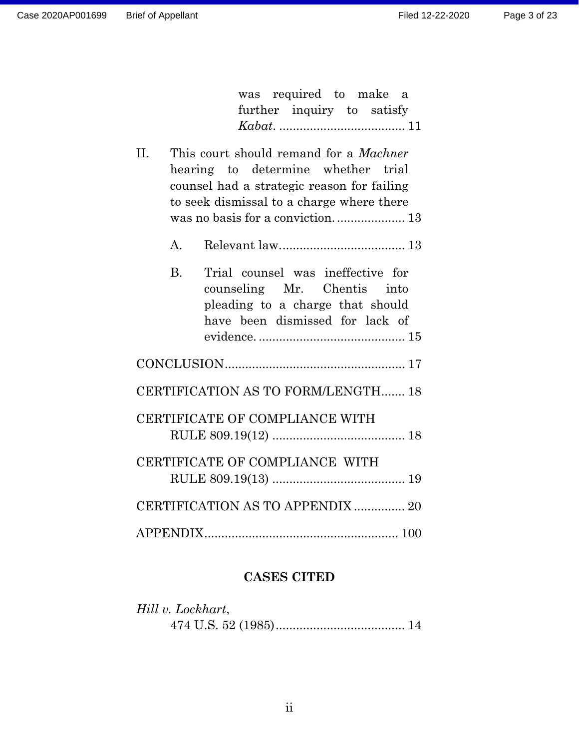was required to make a further inquiry to satisfy *Kabat*. .................................... 11

II. This court should remand for a *Machner* hearing to determine whether trial counsel had a strategic reason for failing to seek dismissal to a charge where there was no basis for a conviction. .................... 13

A. Relevant law.................................... 13

B. Trial counsel was ineffective for counseling Mr. Chentis into pleading to a charge that should have been dismissed for lack of evidence. .......................................... 15

CONCLUSION.................................................... 17

CERTIFICATION AS TO FORM/LENGTH....... 18

CERTIFICATE OF COMPLIANCE WITH RULE 809.19(12) ...................................... 18

CERTIFICATE OF COMPLIANCE WITH RULE 809.19(13) ...................................... 19

CERTIFICATION AS TO APPENDIX ............... 20

APPENDIX........................................................ 100

**CASES CITED**

*Hill v. Lockhart*,
474 U.S. 52 (1985)...................................... 14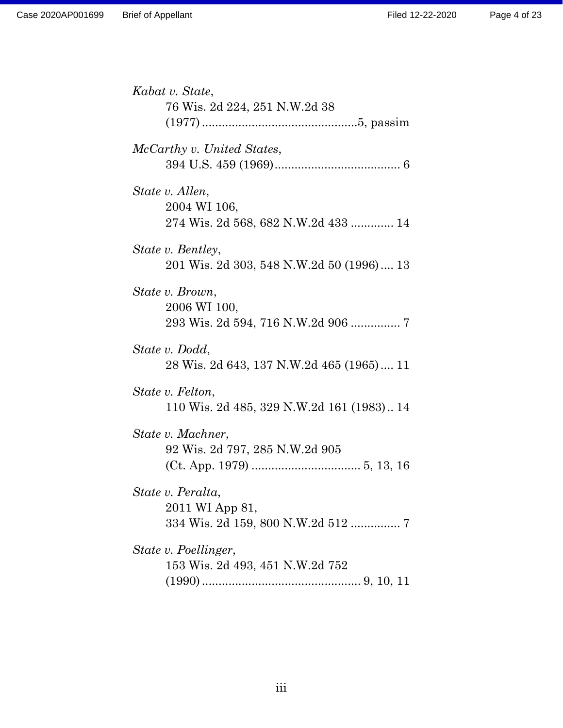*Kabat v. State*,
76 Wis. 2d 224, 251 N.W.2d 38
(1977) ..............................................5, passim

*McCarthy v. United States*,
394 U.S. 459 (1969)...................................... 6

*State v. Allen*,
2004 WI 106,
274 Wis. 2d 568, 682 N.W.2d 433 ............. 14

*State v. Bentley*,
201 Wis. 2d 303, 548 N.W.2d 50 (1996).... 13

*State v. Brown*,
2006 WI 100,
293 Wis. 2d 594, 716 N.W.2d 906 ............... 7

*State v. Dodd*,
28 Wis. 2d 643, 137 N.W.2d 465 (1965).... 11

*State v. Felton*,
110 Wis. 2d 485, 329 N.W.2d 161 (1983).. 14

*State v. Machner*,
92 Wis. 2d 797, 285 N.W.2d 905
(Ct. App. 1979) ................................. 5, 13, 16

*State v. Peralta*,
2011 WI App 81,
334 Wis. 2d 159, 800 N.W.2d 512 ............... 7

*State v. Poellinger*,
153 Wis. 2d 493, 451 N.W.2d 752
(1990) ................................................ 9, 10, 11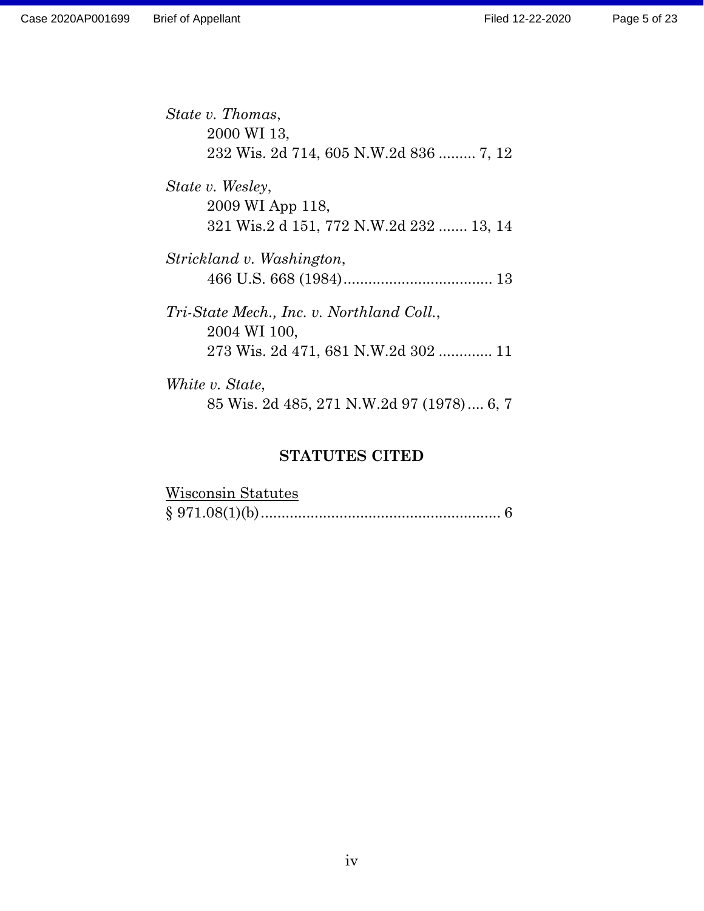*State v. Thomas*,
2000 WI 13,
232 Wis. 2d 714, 605 N.W.2d 836 ......... 7, 12

*State v. Wesley*,
2009 WI App 118,
321 Wis.2 d 151, 772 N.W.2d 232 ....... 13, 14

*Strickland v. Washington*,
466 U.S. 668 (1984) .................................... 13

*Tri-State Mech., Inc. v. Northland Coll.*,
2004 WI 100,
273 Wis. 2d 471, 681 N.W.2d 302 ............. 11

*White v. State*,
85 Wis. 2d 485, 271 N.W.2d 97 (1978) .... 6, 7

## STATUTES CITED

Wisconsin Statutes
§ 971.08(1)(b) .......................................................... 6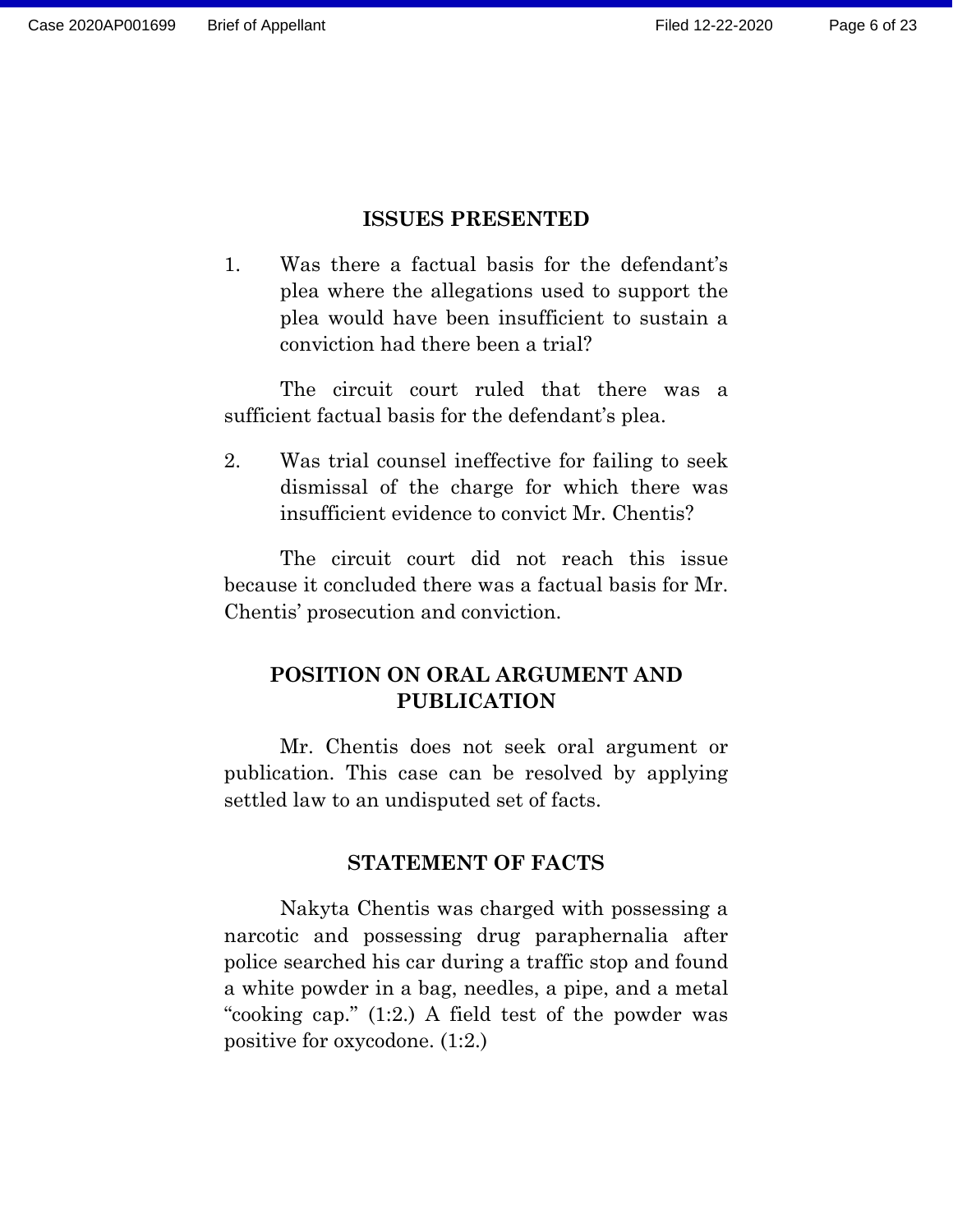## ISSUES PRESENTED

1. Was there a factual basis for the defendant's plea where the allegations used to support the plea would have been insufficient to sustain a conviction had there been a trial?

   The circuit court ruled that there was a sufficient factual basis for the defendant's plea.

2. Was trial counsel ineffective for failing to seek dismissal of the charge for which there was insufficient evidence to convict Mr. Chentis?

   The circuit court did not reach this issue because it concluded there was a factual basis for Mr. Chentis' prosecution and conviction.

## POSITION ON ORAL ARGUMENT AND PUBLICATION

Mr. Chentis does not seek oral argument or publication. This case can be resolved by applying settled law to an undisputed set of facts.

## STATEMENT OF FACTS

Nakyta Chentis was charged with possessing a narcotic and possessing drug paraphernalia after police searched his car during a traffic stop and found a white powder in a bag, needles, a pipe, and a metal "cooking cap." (1:2.) A field test of the powder was positive for oxycodone. (1:2.)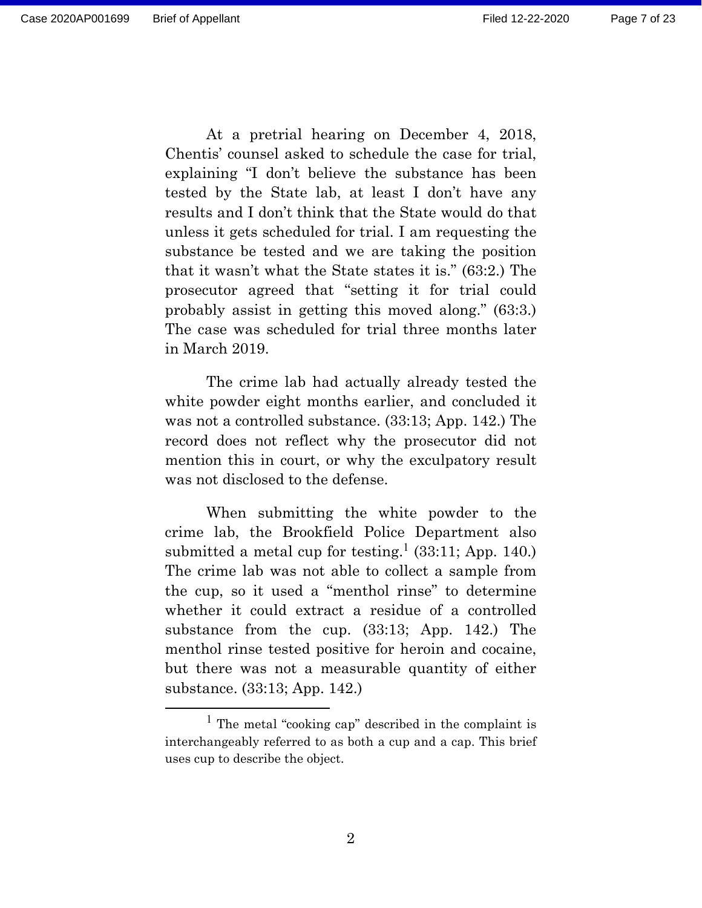At a pretrial hearing on December 4, 2018, Chentis' counsel asked to schedule the case for trial, explaining "I don't believe the substance has been tested by the State lab, at least I don't have any results and I don't think that the State would do that unless it gets scheduled for trial. I am requesting the substance be tested and we are taking the position that it wasn't what the State states it is." (63:2.) The prosecutor agreed that "setting it for trial could probably assist in getting this moved along." (63:3.) The case was scheduled for trial three months later in March 2019.

The crime lab had actually already tested the white powder eight months earlier, and concluded it was not a controlled substance. (33:13; App. 142.) The record does not reflect why the prosecutor did not mention this in court, or why the exculpatory result was not disclosed to the defense.

When submitting the white powder to the crime lab, the Brookfield Police Department also submitted a metal cup for testing.[1] (33:11; App. 140.) The crime lab was not able to collect a sample from the cup, so it used a "menthol rinse" to determine whether it could extract a residue of a controlled substance from the cup. (33:13; App. 142.) The menthol rinse tested positive for heroin and cocaine, but there was not a measurable quantity of either substance. (33:13; App. 142.)

[1] The metal "cooking cap" described in the complaint is interchangeably referred to as both a cup and a cap. This brief uses cup to describe the object.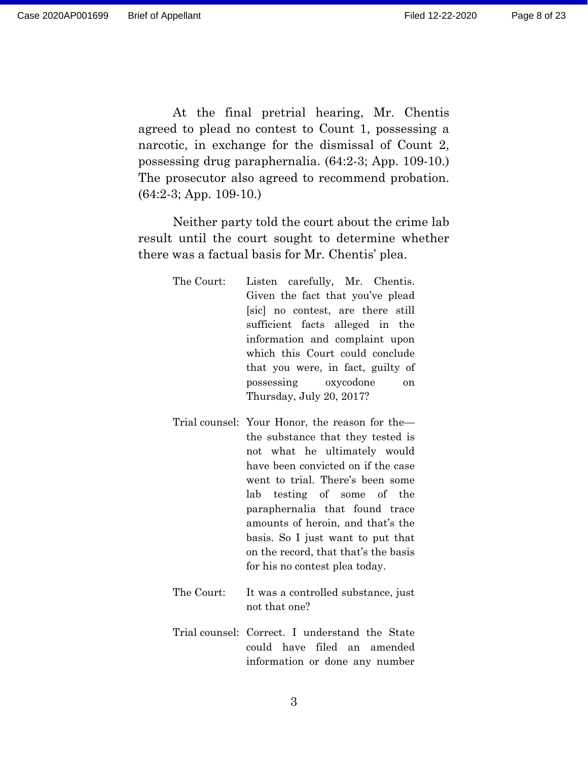At the final pretrial hearing, Mr. Chentis agreed to plead no contest to Count 1, possessing a narcotic, in exchange for the dismissal of Count 2, possessing drug paraphernalia. (64:2-3; App. 109-10.) The prosecutor also agreed to recommend probation. (64:2-3; App. 109-10.)

Neither party told the court about the crime lab result until the court sought to determine whether there was a factual basis for Mr. Chentis' plea.

> The Court: Listen carefully, Mr. Chentis. Given the fact that you've plead [sic] no contest, are there still sufficient facts alleged in the information and complaint upon which this Court could conclude that you were, in fact, guilty of possessing oxycodone on Thursday, July 20, 2017?
>
> Trial counsel: Your Honor, the reason for the— the substance that they tested is not what he ultimately would have been convicted on if the case went to trial. There's been some lab testing of some of the paraphernalia that found trace amounts of heroin, and that's the basis. So I just want to put that on the record, that that's the basis for his no contest plea today.
>
> The Court: It was a controlled substance, just not that one?
>
> Trial counsel: Correct. I understand the State could have filed an amended information or done any number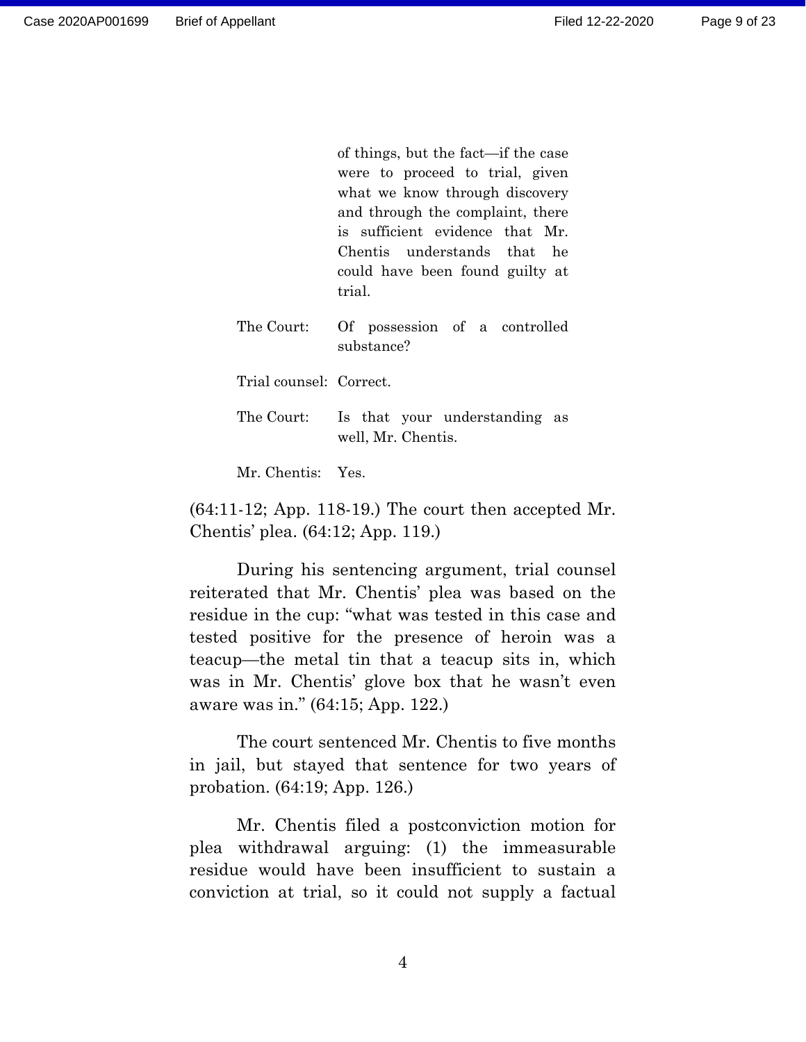of things, but the fact—if the case were to proceed to trial, given what we know through discovery and through the complaint, there is sufficient evidence that Mr. Chentis understands that he could have been found guilty at trial.

The Court: Of possession of a controlled substance?

Trial counsel: Correct.

The Court: Is that your understanding as well, Mr. Chentis.

Mr. Chentis: Yes.

(64:11-12; App. 118-19.) The court then accepted Mr. Chentis' plea. (64:12; App. 119.)

During his sentencing argument, trial counsel reiterated that Mr. Chentis' plea was based on the residue in the cup: "what was tested in this case and tested positive for the presence of heroin was a teacup—the metal tin that a teacup sits in, which was in Mr. Chentis' glove box that he wasn't even aware was in." (64:15; App. 122.)

The court sentenced Mr. Chentis to five months in jail, but stayed that sentence for two years of probation. (64:19; App. 126.)

Mr. Chentis filed a postconviction motion for plea withdrawal arguing: (1) the immeasurable residue would have been insufficient to sustain a conviction at trial, so it could not supply a factual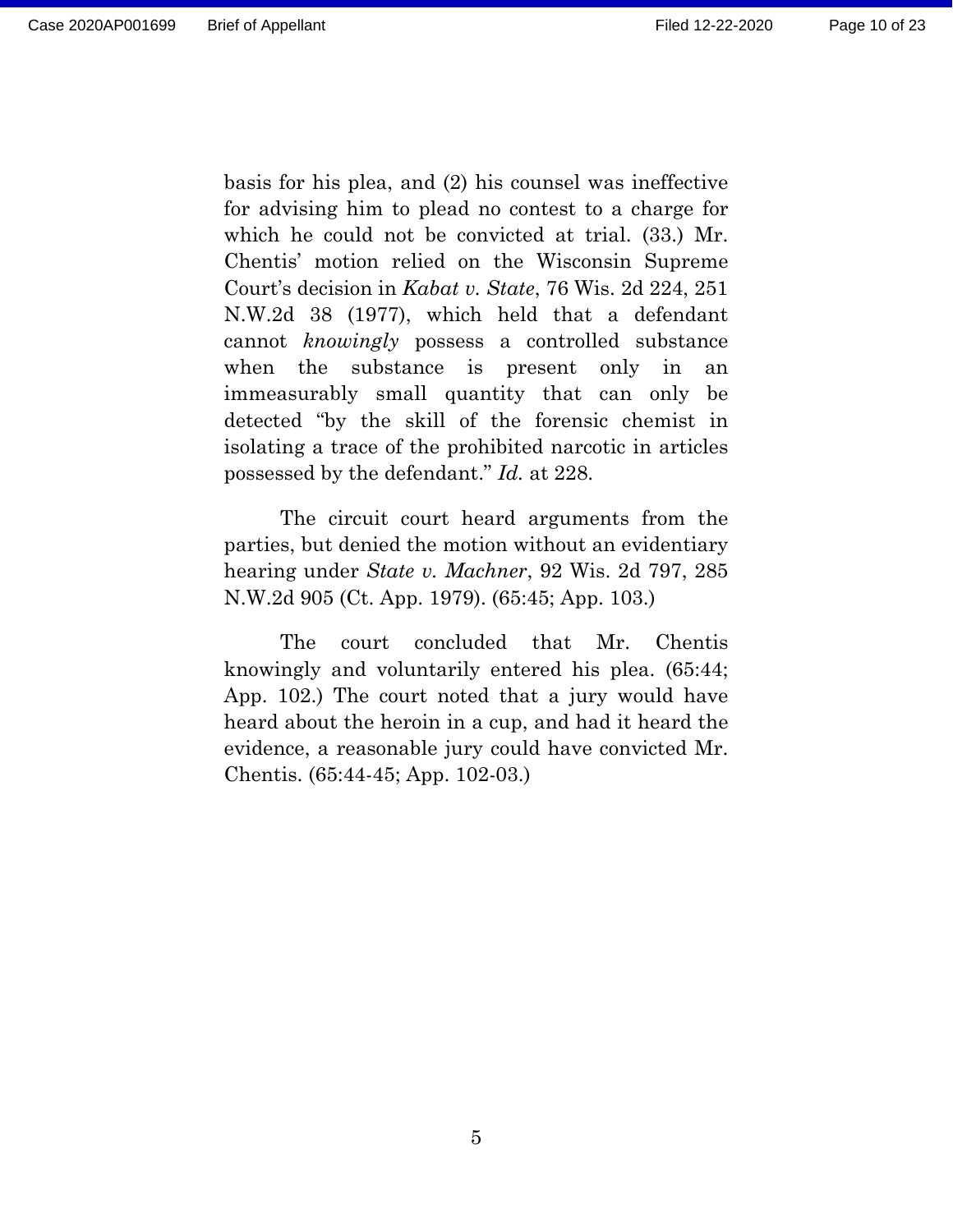basis for his plea, and (2) his counsel was ineffective for advising him to plead no contest to a charge for which he could not be convicted at trial. (33.) Mr. Chentis' motion relied on the Wisconsin Supreme Court's decision in *Kabat v. State*, 76 Wis. 2d 224, 251 N.W.2d 38 (1977), which held that a defendant cannot *knowingly* possess a controlled substance when the substance is present only in an immeasurably small quantity that can only be detected "by the skill of the forensic chemist in isolating a trace of the prohibited narcotic in articles possessed by the defendant." *Id.* at 228.

The circuit court heard arguments from the parties, but denied the motion without an evidentiary hearing under *State v. Machner*, 92 Wis. 2d 797, 285 N.W.2d 905 (Ct. App. 1979). (65:45; App. 103.)

The court concluded that Mr. Chentis knowingly and voluntarily entered his plea. (65:44; App. 102.) The court noted that a jury would have heard about the heroin in a cup, and had it heard the evidence, a reasonable jury could have convicted Mr. Chentis. (65:44-45; App. 102-03.)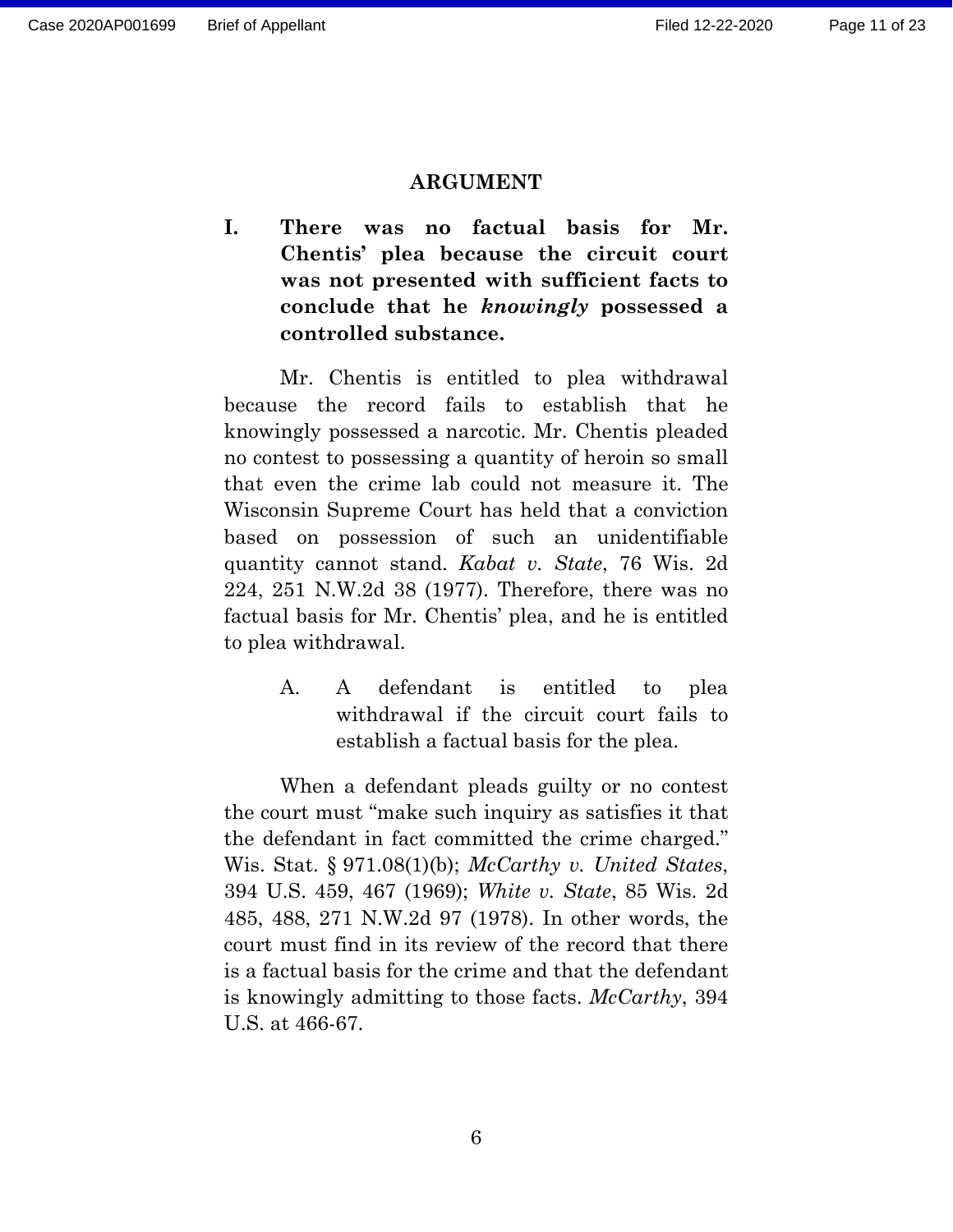## ARGUMENT

### I. There was no factual basis for Mr. Chentis' plea because the circuit court was not presented with sufficient facts to conclude that he *knowingly* possessed a controlled substance.

Mr. Chentis is entitled to plea withdrawal because the record fails to establish that he knowingly possessed a narcotic. Mr. Chentis pleaded no contest to possessing a quantity of heroin so small that even the crime lab could not measure it. The Wisconsin Supreme Court has held that a conviction based on possession of such an unidentifiable quantity cannot stand. *Kabat v. State*, 76 Wis. 2d 224, 251 N.W.2d 38 (1977). Therefore, there was no factual basis for Mr. Chentis' plea, and he is entitled to plea withdrawal.

#### A. A defendant is entitled to plea withdrawal if the circuit court fails to establish a factual basis for the plea.

When a defendant pleads guilty or no contest the court must "make such inquiry as satisfies it that the defendant in fact committed the crime charged." Wis. Stat. § 971.08(1)(b); *McCarthy v. United States*, 394 U.S. 459, 467 (1969); *White v. State*, 85 Wis. 2d 485, 488, 271 N.W.2d 97 (1978). In other words, the court must find in its review of the record that there is a factual basis for the crime and that the defendant is knowingly admitting to those facts. *McCarthy*, 394 U.S. at 466-67.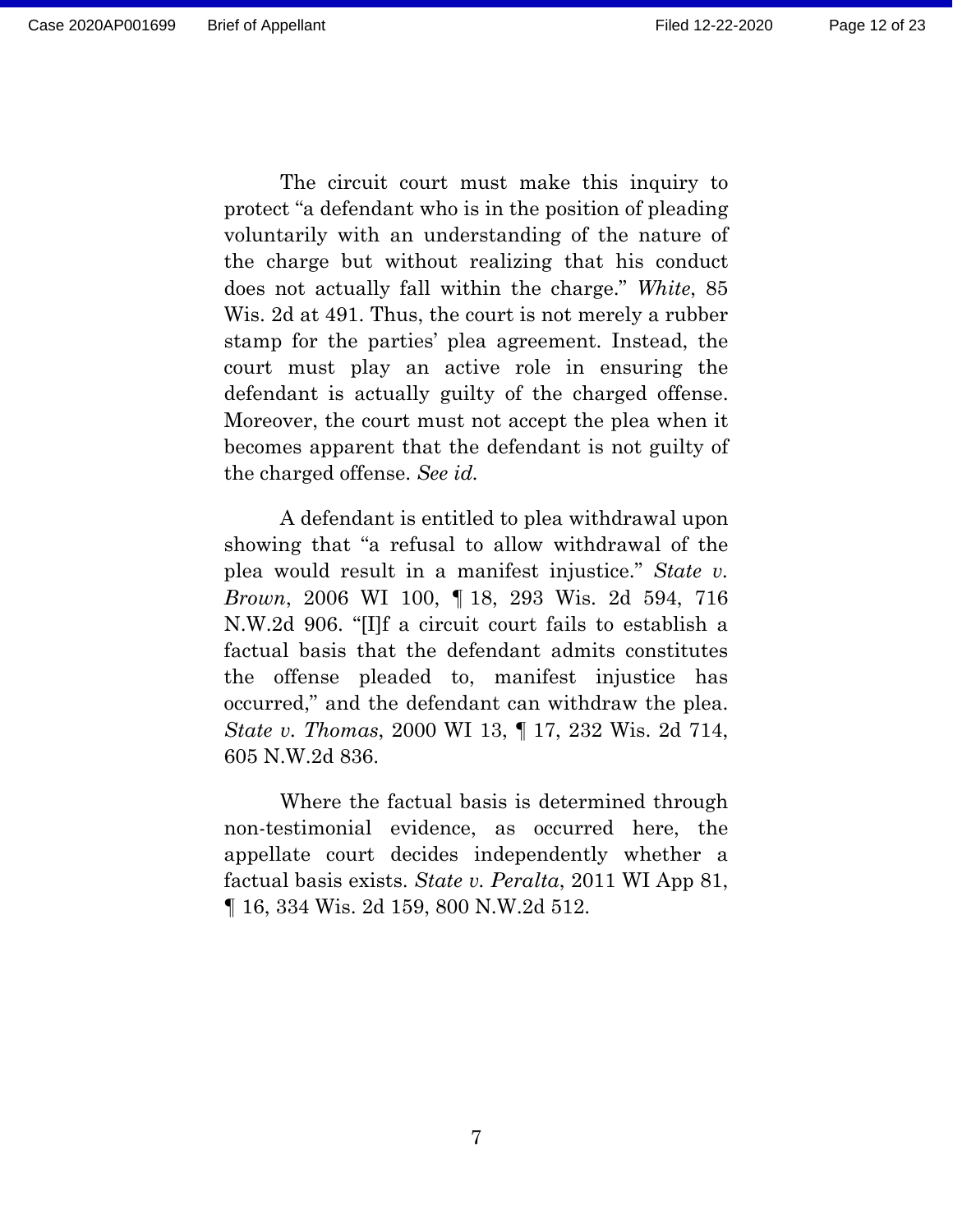The circuit court must make this inquiry to protect "a defendant who is in the position of pleading voluntarily with an understanding of the nature of the charge but without realizing that his conduct does not actually fall within the charge." *White*, 85 Wis. 2d at 491. Thus, the court is not merely a rubber stamp for the parties' plea agreement. Instead, the court must play an active role in ensuring the defendant is actually guilty of the charged offense. Moreover, the court must not accept the plea when it becomes apparent that the defendant is not guilty of the charged offense. *See id.*

A defendant is entitled to plea withdrawal upon showing that "a refusal to allow withdrawal of the plea would result in a manifest injustice." *State v. Brown*, 2006 WI 100, ¶ 18, 293 Wis. 2d 594, 716 N.W.2d 906. "[I]f a circuit court fails to establish a factual basis that the defendant admits constitutes the offense pleaded to, manifest injustice has occurred," and the defendant can withdraw the plea. *State v. Thomas*, 2000 WI 13, ¶ 17, 232 Wis. 2d 714, 605 N.W.2d 836.

Where the factual basis is determined through non-testimonial evidence, as occurred here, the appellate court decides independently whether a factual basis exists. *State v. Peralta*, 2011 WI App 81, ¶ 16, 334 Wis. 2d 159, 800 N.W.2d 512.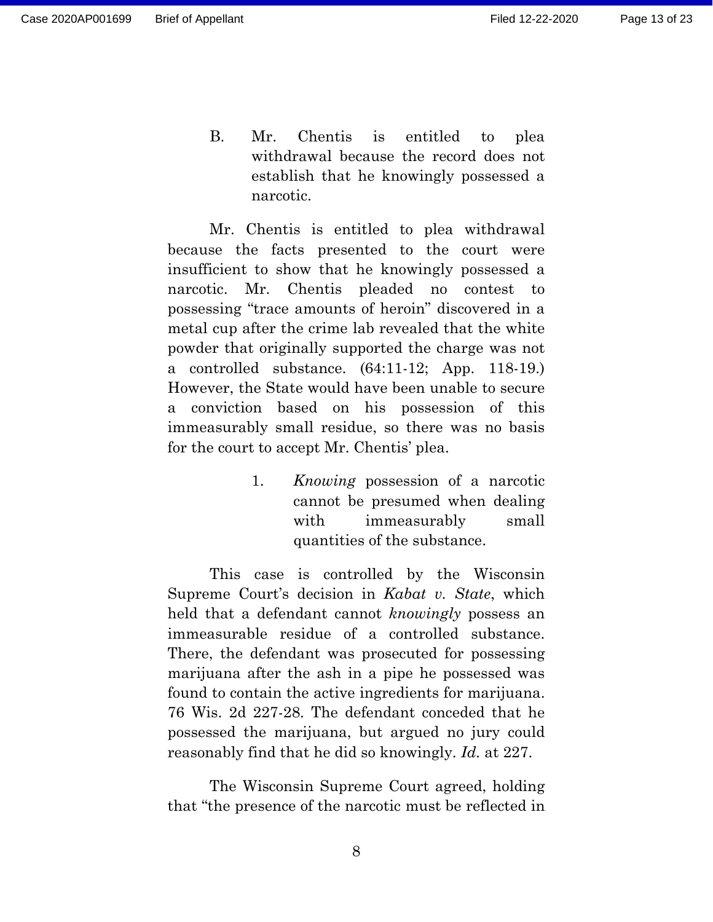B. Mr. Chentis is entitled to plea withdrawal because the record does not establish that he knowingly possessed a narcotic.

Mr. Chentis is entitled to plea withdrawal because the facts presented to the court were insufficient to show that he knowingly possessed a narcotic. Mr. Chentis pleaded no contest to possessing "trace amounts of heroin" discovered in a metal cup after the crime lab revealed that the white powder that originally supported the charge was not a controlled substance. (64:11-12; App. 118-19.) However, the State would have been unable to secure a conviction based on his possession of this immeasurably small residue, so there was no basis for the court to accept Mr. Chentis' plea.

1. *Knowing* possession of a narcotic cannot be presumed when dealing with immeasurably small quantities of the substance.

This case is controlled by the Wisconsin Supreme Court's decision in *Kabat v. State*, which held that a defendant cannot *knowingly* possess an immeasurable residue of a controlled substance. There, the defendant was prosecuted for possessing marijuana after the ash in a pipe he possessed was found to contain the active ingredients for marijuana. 76 Wis. 2d 227-28. The defendant conceded that he possessed the marijuana, but argued no jury could reasonably find that he did so knowingly. *Id.* at 227.

The Wisconsin Supreme Court agreed, holding that "the presence of the narcotic must be reflected in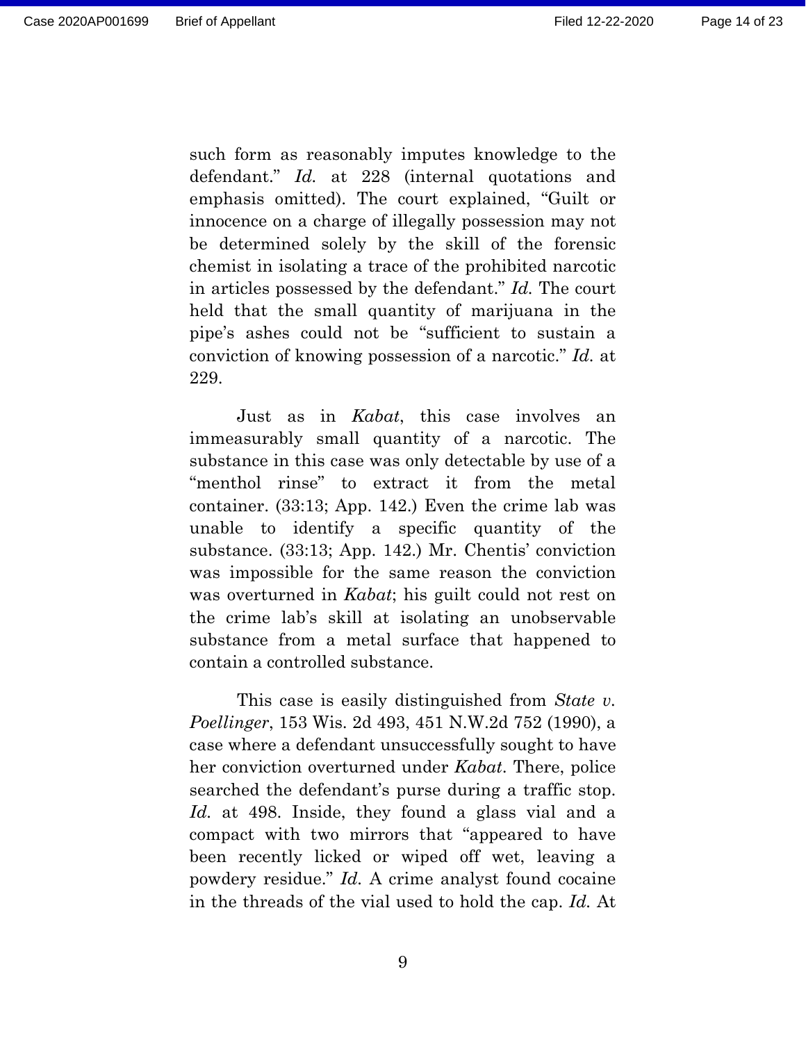such form as reasonably imputes knowledge to the defendant." *Id.* at 228 (internal quotations and emphasis omitted). The court explained, "Guilt or innocence on a charge of illegally possession may not be determined solely by the skill of the forensic chemist in isolating a trace of the prohibited narcotic in articles possessed by the defendant." *Id.* The court held that the small quantity of marijuana in the pipe's ashes could not be "sufficient to sustain a conviction of knowing possession of a narcotic." *Id.* at 229.

Just as in *Kabat*, this case involves an immeasurably small quantity of a narcotic. The substance in this case was only detectable by use of a "menthol rinse" to extract it from the metal container. (33:13; App. 142.) Even the crime lab was unable to identify a specific quantity of the substance. (33:13; App. 142.) Mr. Chentis' conviction was impossible for the same reason the conviction was overturned in *Kabat*; his guilt could not rest on the crime lab's skill at isolating an unobservable substance from a metal surface that happened to contain a controlled substance.

This case is easily distinguished from *State v. Poellinger*, 153 Wis. 2d 493, 451 N.W.2d 752 (1990), a case where a defendant unsuccessfully sought to have her conviction overturned under *Kabat*. There, police searched the defendant's purse during a traffic stop. *Id.* at 498. Inside, they found a glass vial and a compact with two mirrors that "appeared to have been recently licked or wiped off wet, leaving a powdery residue." *Id.* A crime analyst found cocaine in the threads of the vial used to hold the cap. *Id.* At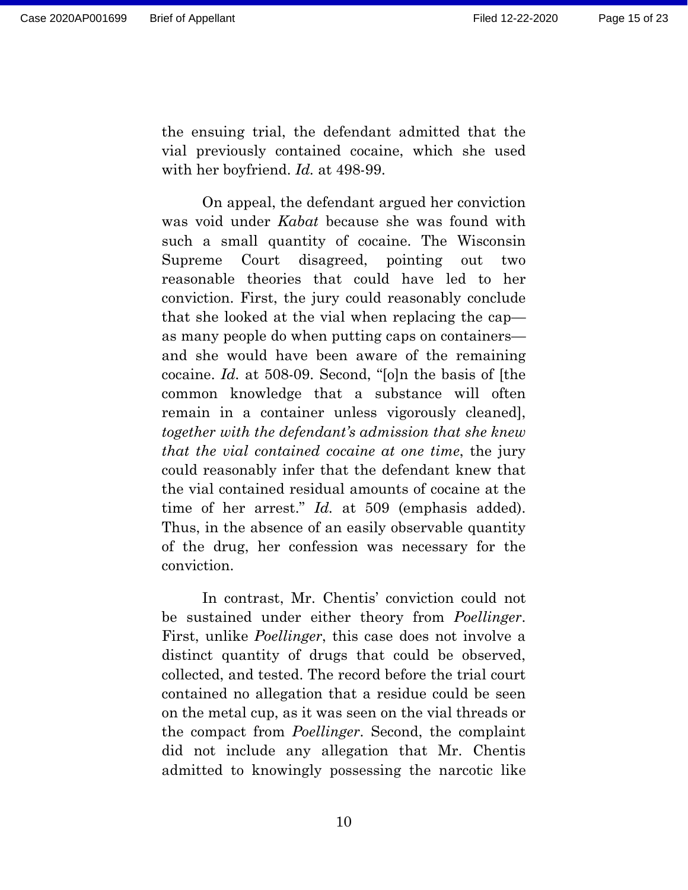the ensuing trial, the defendant admitted that the vial previously contained cocaine, which she used with her boyfriend. *Id.* at 498-99.

On appeal, the defendant argued her conviction was void under *Kabat* because she was found with such a small quantity of cocaine. The Wisconsin Supreme Court disagreed, pointing out two reasonable theories that could have led to her conviction. First, the jury could reasonably conclude that she looked at the vial when replacing the cap—as many people do when putting caps on containers—and she would have been aware of the remaining cocaine. *Id.* at 508-09. Second, "[o]n the basis of [the common knowledge that a substance will often remain in a container unless vigorously cleaned], *together with the defendant's admission that she knew that the vial contained cocaine at one time*, the jury could reasonably infer that the defendant knew that the vial contained residual amounts of cocaine at the time of her arrest." *Id.* at 509 (emphasis added). Thus, in the absence of an easily observable quantity of the drug, her confession was necessary for the conviction.

In contrast, Mr. Chentis' conviction could not be sustained under either theory from *Poellinger*. First, unlike *Poellinger*, this case does not involve a distinct quantity of drugs that could be observed, collected, and tested. The record before the trial court contained no allegation that a residue could be seen on the metal cup, as it was seen on the vial threads or the compact from *Poellinger*. Second, the complaint did not include any allegation that Mr. Chentis admitted to knowingly possessing the narcotic like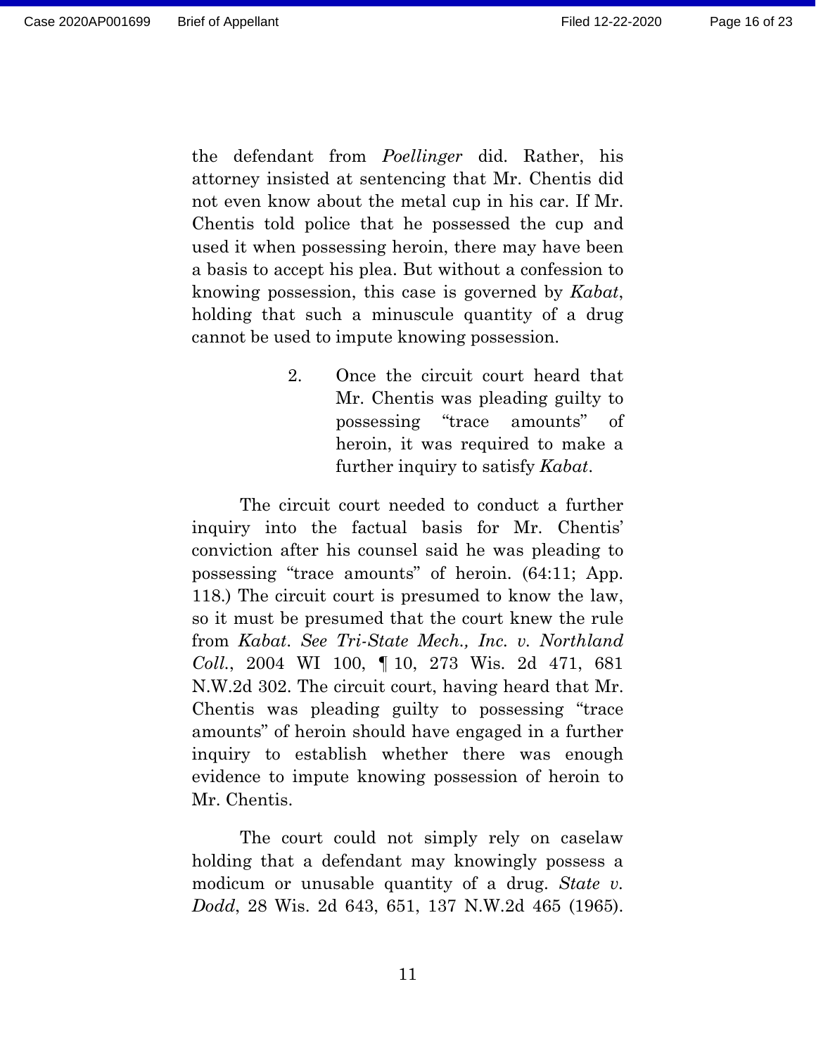the defendant from *Poellinger* did. Rather, his attorney insisted at sentencing that Mr. Chentis did not even know about the metal cup in his car. If Mr. Chentis told police that he possessed the cup and used it when possessing heroin, there may have been a basis to accept his plea. But without a confession to knowing possession, this case is governed by *Kabat*, holding that such a minuscule quantity of a drug cannot be used to impute knowing possession.

> 2. Once the circuit court heard that Mr. Chentis was pleading guilty to possessing "trace amounts" of heroin, it was required to make a further inquiry to satisfy *Kabat*.

The circuit court needed to conduct a further inquiry into the factual basis for Mr. Chentis' conviction after his counsel said he was pleading to possessing "trace amounts" of heroin. (64:11; App. 118.) The circuit court is presumed to know the law, so it must be presumed that the court knew the rule from *Kabat*. *See Tri-State Mech., Inc. v. Northland Coll.*, 2004 WI 100, ¶ 10, 273 Wis. 2d 471, 681 N.W.2d 302. The circuit court, having heard that Mr. Chentis was pleading guilty to possessing "trace amounts" of heroin should have engaged in a further inquiry to establish whether there was enough evidence to impute knowing possession of heroin to Mr. Chentis.

The court could not simply rely on caselaw holding that a defendant may knowingly possess a modicum or unusable quantity of a drug. *State v. Dodd*, 28 Wis. 2d 643, 651, 137 N.W.2d 465 (1965).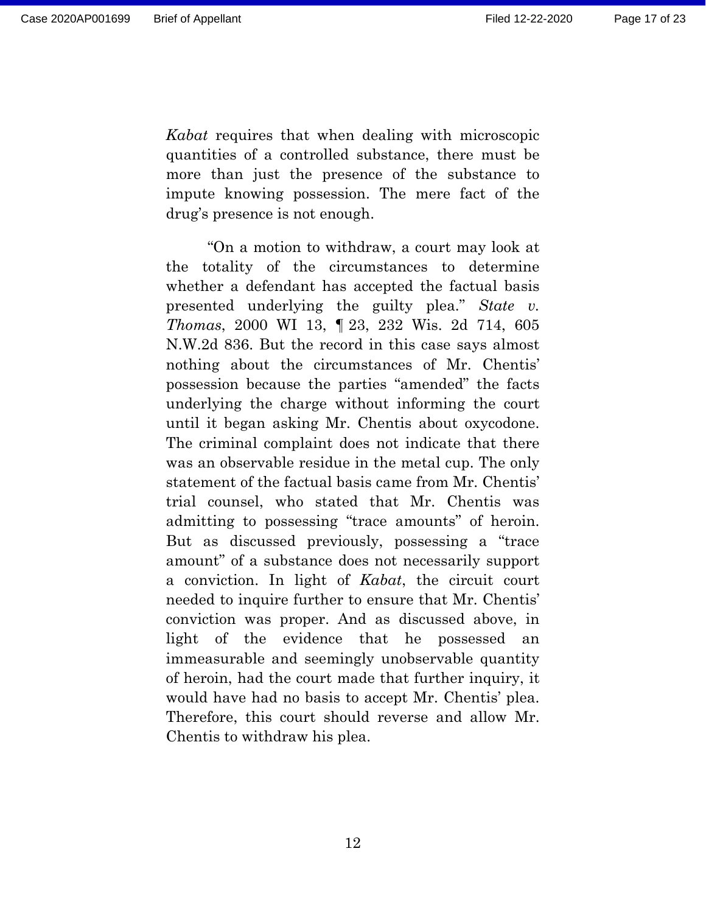*Kabat* requires that when dealing with microscopic quantities of a controlled substance, there must be more than just the presence of the substance to impute knowing possession. The mere fact of the drug's presence is not enough.

"On a motion to withdraw, a court may look at the totality of the circumstances to determine whether a defendant has accepted the factual basis presented underlying the guilty plea." *State v. Thomas*, 2000 WI 13, ¶ 23, 232 Wis. 2d 714, 605 N.W.2d 836. But the record in this case says almost nothing about the circumstances of Mr. Chentis' possession because the parties "amended" the facts underlying the charge without informing the court until it began asking Mr. Chentis about oxycodone. The criminal complaint does not indicate that there was an observable residue in the metal cup. The only statement of the factual basis came from Mr. Chentis' trial counsel, who stated that Mr. Chentis was admitting to possessing "trace amounts" of heroin. But as discussed previously, possessing a "trace amount" of a substance does not necessarily support a conviction. In light of *Kabat*, the circuit court needed to inquire further to ensure that Mr. Chentis' conviction was proper. And as discussed above, in light of the evidence that he possessed an immeasurable and seemingly unobservable quantity of heroin, had the court made that further inquiry, it would have had no basis to accept Mr. Chentis' plea. Therefore, this court should reverse and allow Mr. Chentis to withdraw his plea.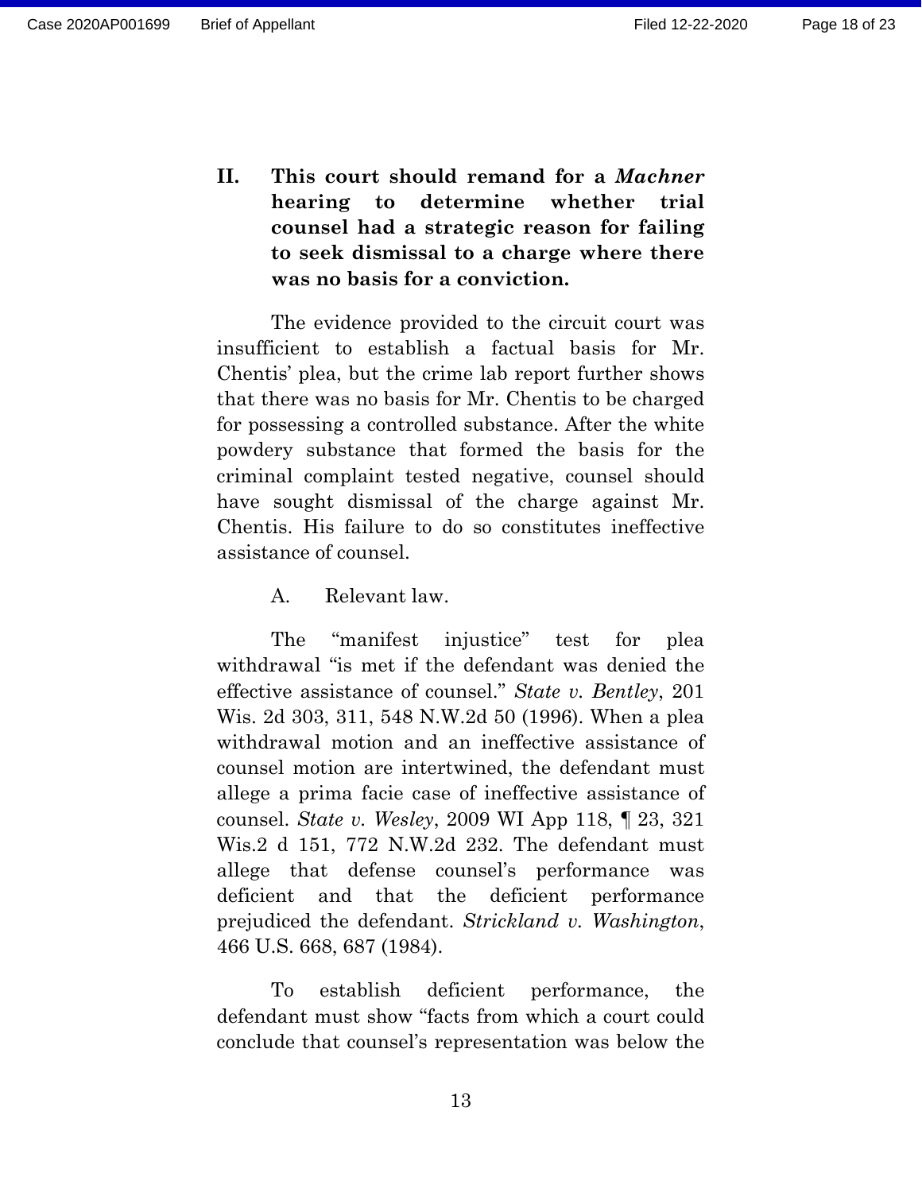## II. This court should remand for a *Machner* hearing to determine whether trial counsel had a strategic reason for failing to seek dismissal to a charge where there was no basis for a conviction.

The evidence provided to the circuit court was insufficient to establish a factual basis for Mr. Chentis' plea, but the crime lab report further shows that there was no basis for Mr. Chentis to be charged for possessing a controlled substance. After the white powdery substance that formed the basis for the criminal complaint tested negative, counsel should have sought dismissal of the charge against Mr. Chentis. His failure to do so constitutes ineffective assistance of counsel.

### A. Relevant law.

The "manifest injustice" test for plea withdrawal "is met if the defendant was denied the effective assistance of counsel." *State v. Bentley*, 201 Wis. 2d 303, 311, 548 N.W.2d 50 (1996). When a plea withdrawal motion and an ineffective assistance of counsel motion are intertwined, the defendant must allege a prima facie case of ineffective assistance of counsel. *State v. Wesley*, 2009 WI App 118, ¶ 23, 321 Wis.2 d 151, 772 N.W.2d 232. The defendant must allege that defense counsel's performance was deficient and that the deficient performance prejudiced the defendant. *Strickland v. Washington*, 466 U.S. 668, 687 (1984).

To establish deficient performance, the defendant must show "facts from which a court could conclude that counsel's representation was below the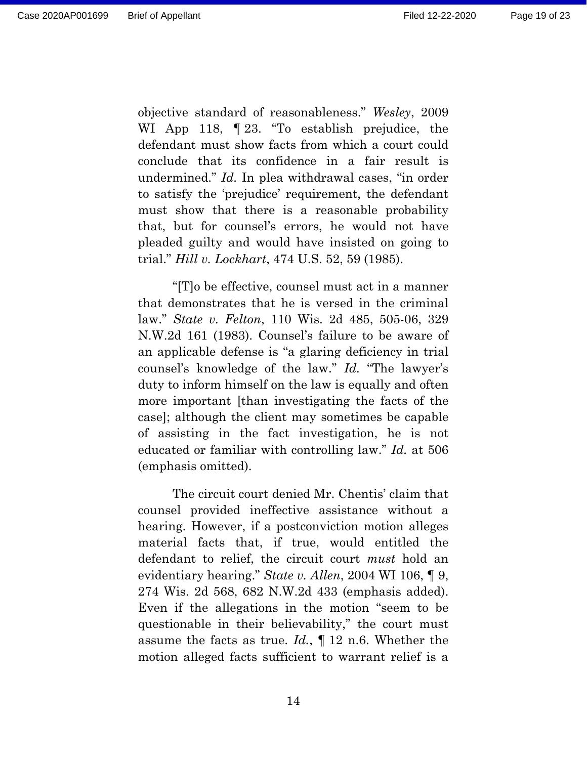objective standard of reasonableness." *Wesley*, 2009 WI App 118, ¶ 23. "To establish prejudice, the defendant must show facts from which a court could conclude that its confidence in a fair result is undermined." *Id.* In plea withdrawal cases, "in order to satisfy the 'prejudice' requirement, the defendant must show that there is a reasonable probability that, but for counsel's errors, he would not have pleaded guilty and would have insisted on going to trial." *Hill v. Lockhart*, 474 U.S. 52, 59 (1985).

"[T]o be effective, counsel must act in a manner that demonstrates that he is versed in the criminal law." *State v. Felton*, 110 Wis. 2d 485, 505-06, 329 N.W.2d 161 (1983). Counsel's failure to be aware of an applicable defense is "a glaring deficiency in trial counsel's knowledge of the law." *Id.* "The lawyer's duty to inform himself on the law is equally and often more important [than investigating the facts of the case]; although the client may sometimes be capable of assisting in the fact investigation, he is not educated or familiar with controlling law." *Id.* at 506 (emphasis omitted).

The circuit court denied Mr. Chentis' claim that counsel provided ineffective assistance without a hearing. However, if a postconviction motion alleges material facts that, if true, would entitled the defendant to relief, the circuit court *must* hold an evidentiary hearing." *State v. Allen*, 2004 WI 106, ¶ 9, 274 Wis. 2d 568, 682 N.W.2d 433 (emphasis added). Even if the allegations in the motion "seem to be questionable in their believability," the court must assume the facts as true. *Id.*, ¶ 12 n.6. Whether the motion alleged facts sufficient to warrant relief is a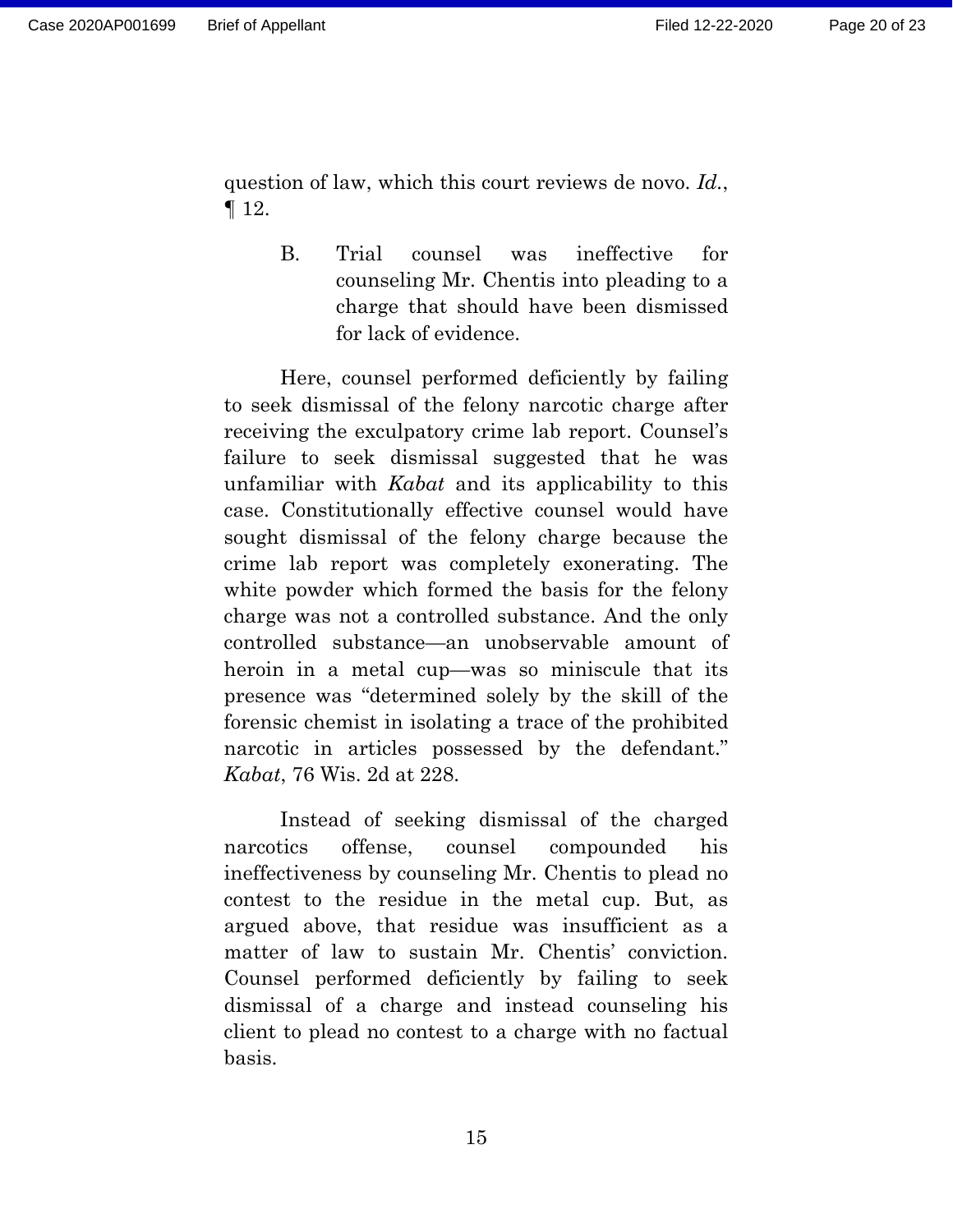question of law, which this court reviews de novo. *Id.*, ¶ 12.

### B. Trial counsel was ineffective for counseling Mr. Chentis into pleading to a charge that should have been dismissed for lack of evidence.

Here, counsel performed deficiently by failing to seek dismissal of the felony narcotic charge after receiving the exculpatory crime lab report. Counsel's failure to seek dismissal suggested that he was unfamiliar with *Kabat* and its applicability to this case. Constitutionally effective counsel would have sought dismissal of the felony charge because the crime lab report was completely exonerating. The white powder which formed the basis for the felony charge was not a controlled substance. And the only controlled substance—an unobservable amount of heroin in a metal cup—was so miniscule that its presence was "determined solely by the skill of the forensic chemist in isolating a trace of the prohibited narcotic in articles possessed by the defendant." *Kabat*, 76 Wis. 2d at 228.

Instead of seeking dismissal of the charged narcotics offense, counsel compounded his ineffectiveness by counseling Mr. Chentis to plead no contest to the residue in the metal cup. But, as argued above, that residue was insufficient as a matter of law to sustain Mr. Chentis' conviction. Counsel performed deficiently by failing to seek dismissal of a charge and instead counseling his client to plead no contest to a charge with no factual basis.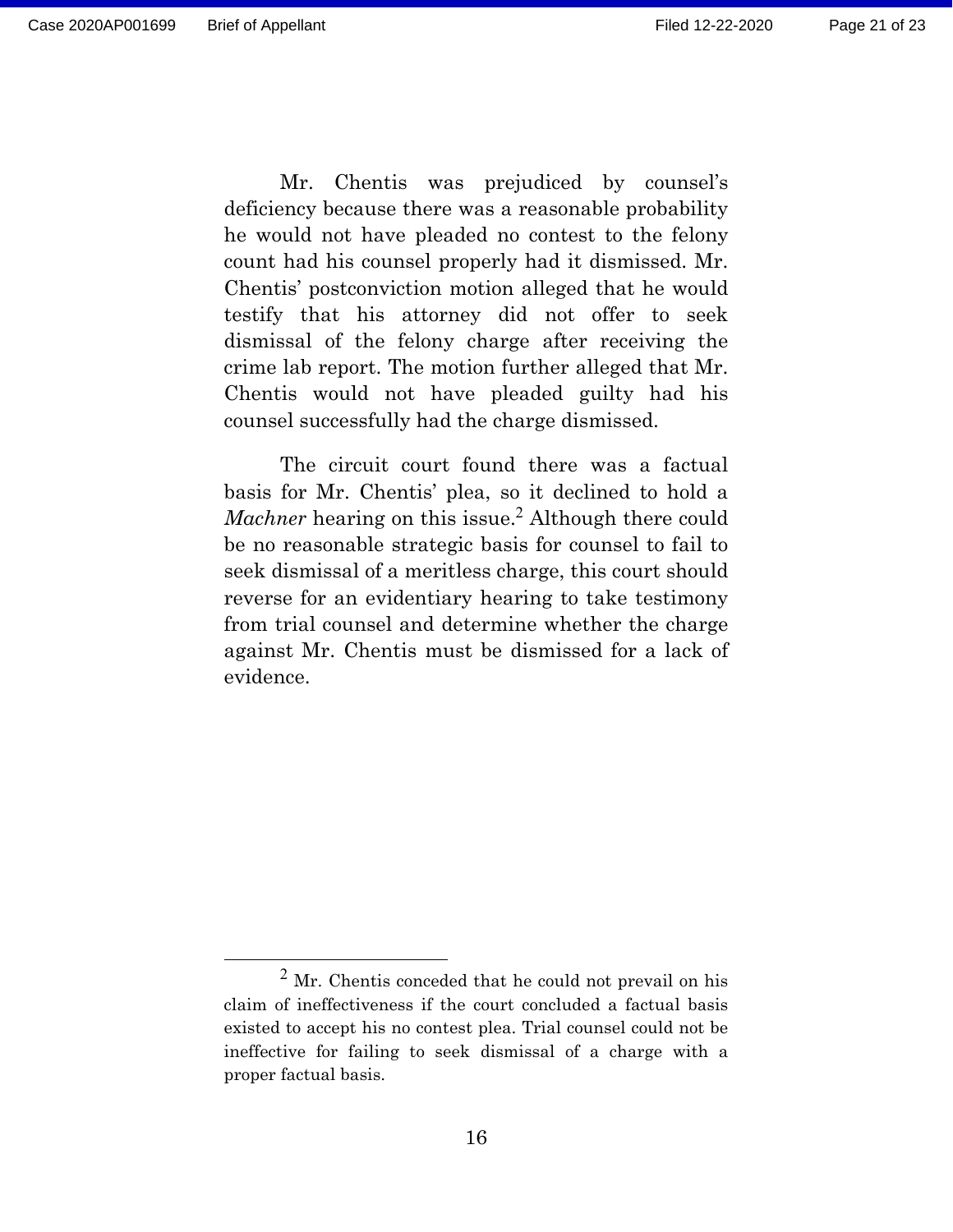Mr. Chentis was prejudiced by counsel's deficiency because there was a reasonable probability he would not have pleaded no contest to the felony count had his counsel properly had it dismissed. Mr. Chentis' postconviction motion alleged that he would testify that his attorney did not offer to seek dismissal of the felony charge after receiving the crime lab report. The motion further alleged that Mr. Chentis would not have pleaded guilty had his counsel successfully had the charge dismissed.

The circuit court found there was a factual basis for Mr. Chentis' plea, so it declined to hold a *Machner* hearing on this issue.[2] Although there could be no reasonable strategic basis for counsel to fail to seek dismissal of a meritless charge, this court should reverse for an evidentiary hearing to take testimony from trial counsel and determine whether the charge against Mr. Chentis must be dismissed for a lack of evidence.

---

[2] Mr. Chentis conceded that he could not prevail on his claim of ineffectiveness if the court concluded a factual basis existed to accept his no contest plea. Trial counsel could not be ineffective for failing to seek dismissal of a charge with a proper factual basis.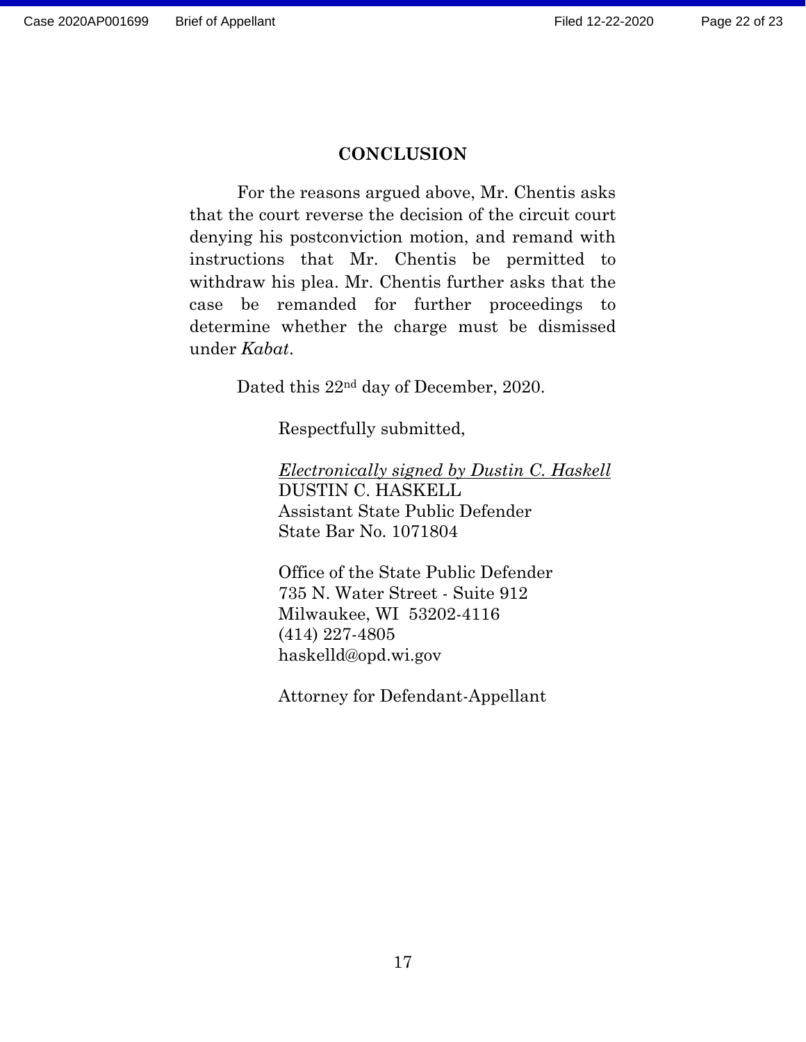## CONCLUSION

For the reasons argued above, Mr. Chentis asks that the court reverse the decision of the circuit court denying his postconviction motion, and remand with instructions that Mr. Chentis be permitted to withdraw his plea. Mr. Chentis further asks that the case be remanded for further proceedings to determine whether the charge must be dismissed under *Kabat*.

Dated this 22nd day of December, 2020.

Respectfully submitted,

*Electronically signed by Dustin C. Haskell*
DUSTIN C. HASKELL
Assistant State Public Defender
State Bar No. 1071804

Office of the State Public Defender
735 N. Water Street - Suite 912
Milwaukee, WI 53202-4116
(414) 227-4805
haskelld@opd.wi.gov

Attorney for Defendant-Appellant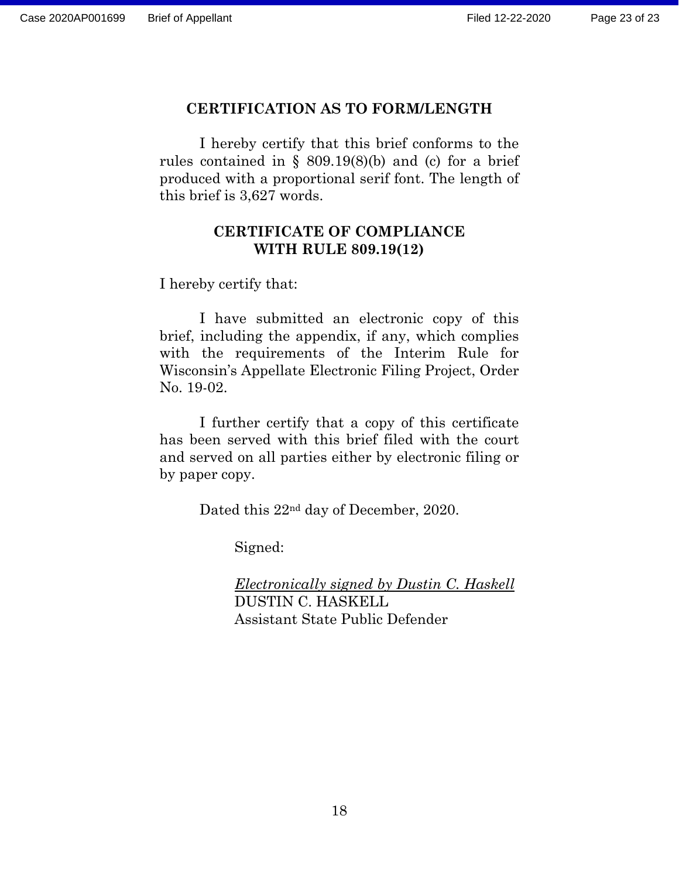## CERTIFICATION AS TO FORM/LENGTH

I hereby certify that this brief conforms to the rules contained in § 809.19(8)(b) and (c) for a brief produced with a proportional serif font. The length of this brief is 3,627 words.

## CERTIFICATE OF COMPLIANCE WITH RULE 809.19(12)

I hereby certify that:

I have submitted an electronic copy of this brief, including the appendix, if any, which complies with the requirements of the Interim Rule for Wisconsin's Appellate Electronic Filing Project, Order No. 19-02.

I further certify that a copy of this certificate has been served with this brief filed with the court and served on all parties either by electronic filing or by paper copy.

Dated this 22nd day of December, 2020.

Signed:

*Electronically signed by Dustin C. Haskell*
DUSTIN C. HASKELL
Assistant State Public Defender